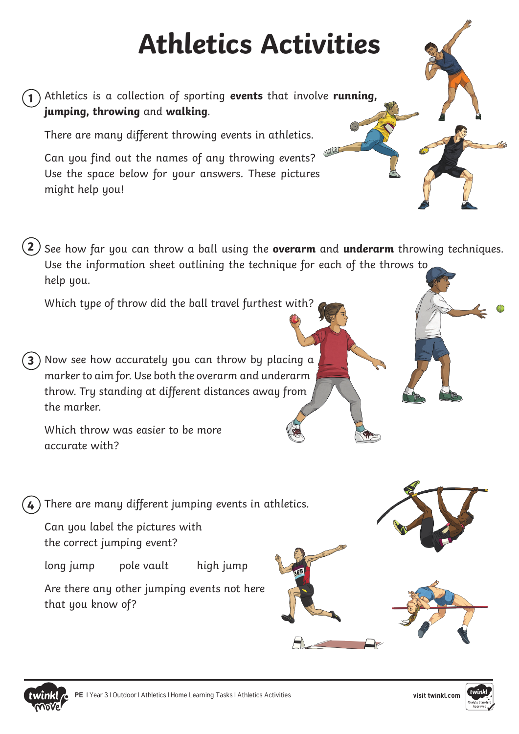# Athletics Activities

1. Athletics is a collection of sporting **events** that involve **running, jumping, throwing** and **walking**.

   There are many different throwing events in athletics.

   Can you find out the names of any throwing events? Use the space below for your answers. These pictures might help you!

2. See how far you can throw a ball using the **overarm** and **underarm** throwing techniques. Use the information sheet outlining the technique for each of the throws to help you.

   Which type of throw did the ball travel furthest with?

3. Now see how accurately you can throw by placing a marker to aim for. Use both the overarm and underarm throw. Try standing at different distances away from the marker.

   Which throw was easier to be more accurate with?

4. There are many different jumping events in athletics.

   Can you label the pictures with the correct jumping event?

   long jump    pole vault    high jump

   Are there any other jumping events not here that you know of?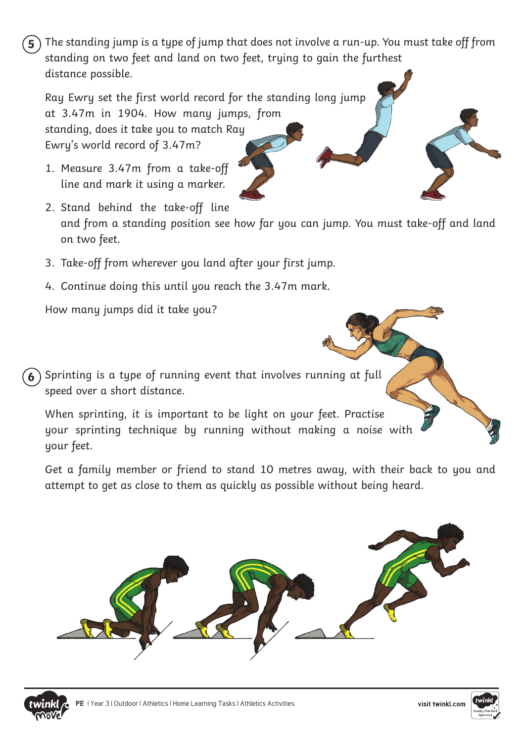5) The standing jump is a type of jump that does not involve a run-up. You must take off from standing on two feet and land on two feet, trying to gain the furthest distance possible.

Ray Ewry set the first world record for the standing long jump at 3.47m in 1904. How many jumps, from standing, does it take you to match Ray Ewry's world record of 3.47m?

1. Measure 3.47m from a take-off line and mark it using a marker.
2. Stand behind the take-off line and from a standing position see how far you can jump. You must take-off and land on two feet.
3. Take-off from wherever you land after your first jump.
4. Continue doing this until you reach the 3.47m mark.

How many jumps did it take you?

6) Sprinting is a type of running event that involves running at full speed over a short distance.

When sprinting, it is important to be light on your feet. Practise your sprinting technique by running without making a noise with your feet.

Get a family member or friend to stand 10 metres away, with their back to you and attempt to get as close to them as quickly as possible without being heard.